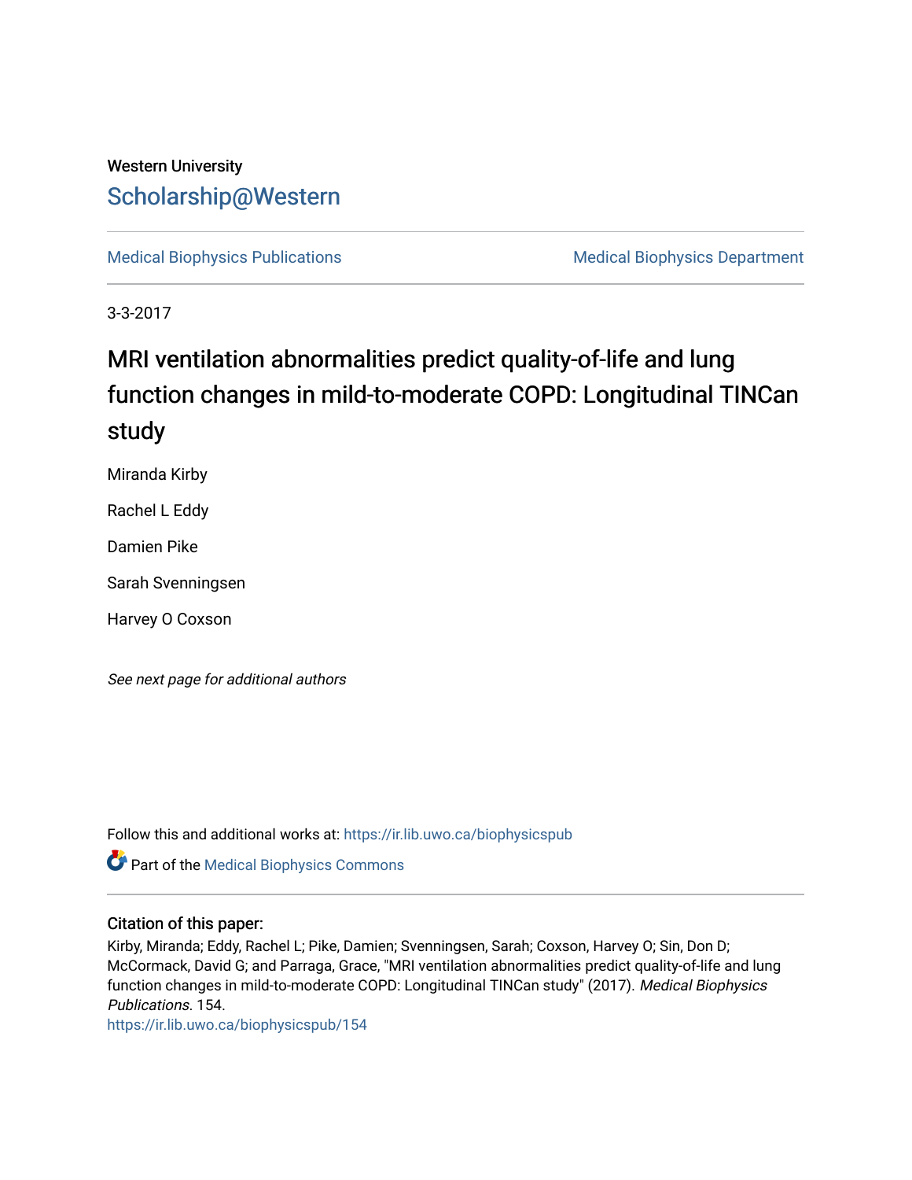Western University

# Scholarship@Western

Medical Biophysics Publications | Medical Biophysics Department

3-3-2017

# MRI ventilation abnormalities predict quality-of-life and lung function changes in mild-to-moderate COPD: Longitudinal TINCan study

Miranda Kirby

Rachel L Eddy

Damien Pike

Sarah Svenningsen

Harvey O Coxson

*See next page for additional authors*

Follow this and additional works at: https://ir.lib.uwo.ca/biophysicspub

Part of the Medical Biophysics Commons

## Citation of this paper:

Kirby, Miranda; Eddy, Rachel L; Pike, Damien; Svenningsen, Sarah; Coxson, Harvey O; Sin, Don D; McCormack, David G; and Parraga, Grace, "MRI ventilation abnormalities predict quality-of-life and lung function changes in mild-to-moderate COPD: Longitudinal TINCan study" (2017). *Medical Biophysics Publications*. 154.
https://ir.lib.uwo.ca/biophysicspub/154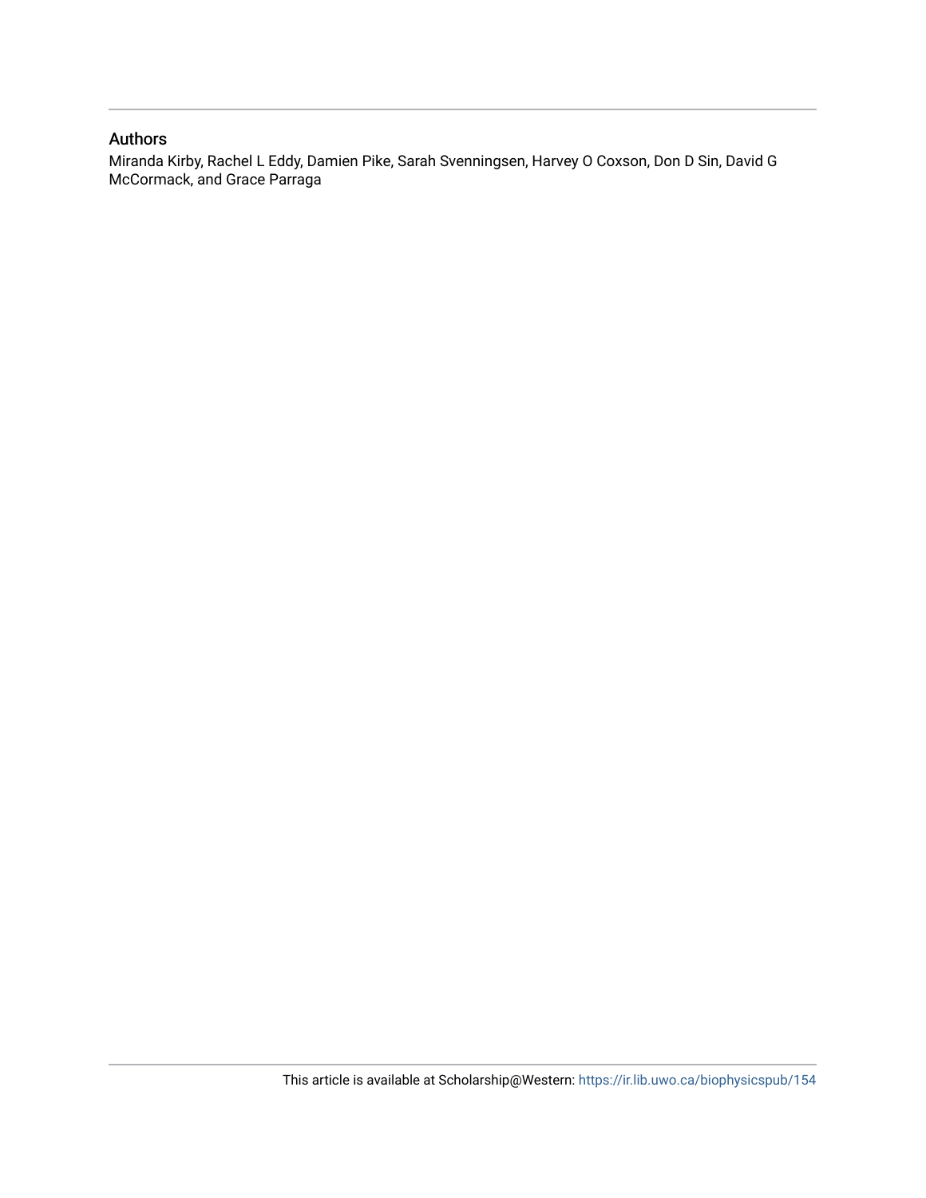## Authors

Miranda Kirby, Rachel L Eddy, Damien Pike, Sarah Svenningsen, Harvey O Coxson, Don D Sin, David G McCormack, and Grace Parraga

This article is available at Scholarship@Western: https://ir.lib.uwo.ca/biophysicspub/154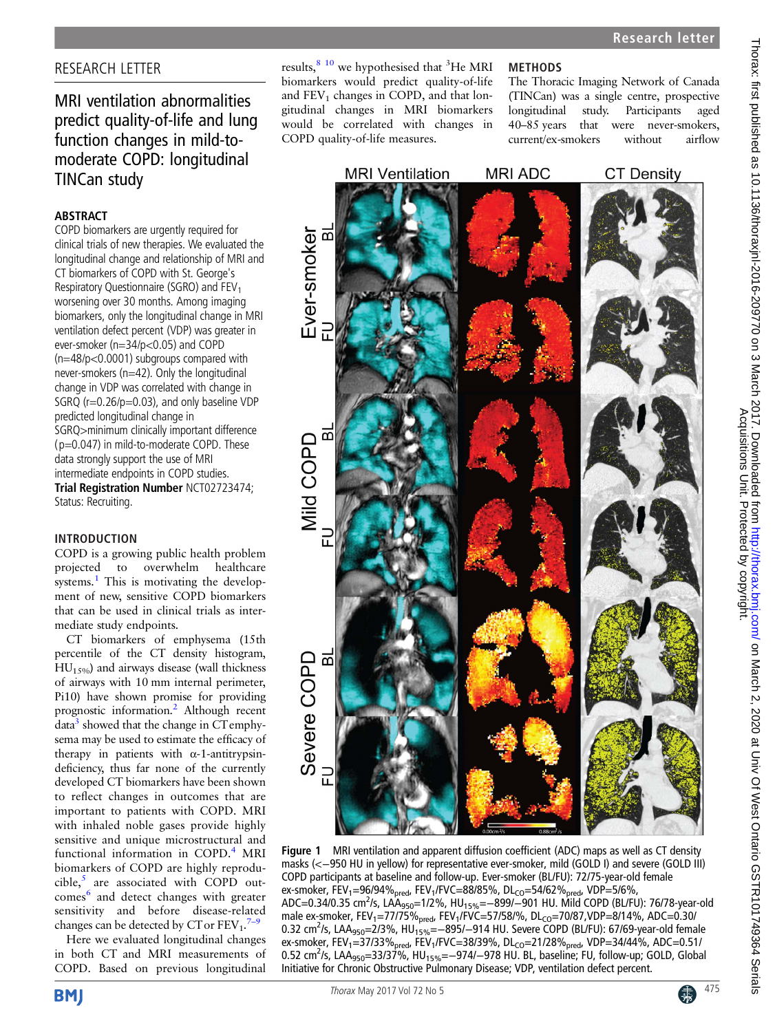RESEARCH LETTER

# MRI ventilation abnormalities predict quality-of-life and lung function changes in mild-to-moderate COPD: longitudinal TINCan study

## ABSTRACT

COPD biomarkers are urgently required for clinical trials of new therapies. We evaluated the longitudinal change and relationship of MRI and CT biomarkers of COPD with St. George's Respiratory Questionnaire (SGRQ) and $FEV_1$ worsening over 30 months. Among imaging biomarkers, only the longitudinal change in MRI ventilation defect percent (VDP) was greater in ever-smoker (n=34/p<0.05) and COPD (n=48/p<0.0001) subgroups compared with never-smokers (n=42). Only the longitudinal change in VDP was correlated with change in SGRQ (r=0.26/p=0.03), and only baseline VDP predicted longitudinal change in SGRQ>minimum clinically important difference (p=0.047) in mild-to-moderate COPD. These data strongly support the use of MRI intermediate endpoints in COPD studies.

**Trial Registration Number** NCT02723474; Status: Recruiting.

## INTRODUCTION

COPD is a growing public health problem projected to overwhelm healthcare systems.[1] This is motivating the development of new, sensitive COPD biomarkers that can be used in clinical trials as intermediate study endpoints.

CT biomarkers of emphysema (15th percentile of the CT density histogram, $HU_{15\%}$) and airways disease (wall thickness of airways with 10 mm internal perimeter, Pi10) have shown promise for providing prognostic information.[2] Although recent data[3] showed that the change in CT emphysema may be used to estimate the efficacy of therapy in patients with α-1-antitrypsin-deficiency, thus far none of the currently developed CT biomarkers have been shown to reflect changes in outcomes that are important to patients with COPD. MRI with inhaled noble gases provide highly sensitive and unique microstructural and functional information in COPD.[4] MRI biomarkers of COPD are highly reproducible,[5] are associated with COPD outcomes[6] and detect changes with greater sensitivity and before disease-related changes can be detected by CT or $FEV_1$.[7–9]

Here we evaluated longitudinal changes in both CT and MRI measurements of COPD. Based on previous longitudinal results,[8 10] we hypothesised that $^3He$ MRI biomarkers would predict quality-of-life and $FEV_1$ changes in COPD, and that longitudinal changes in MRI biomarkers would be correlated with changes in COPD quality-of-life measures.

## METHODS

The Thoracic Imaging Network of Canada (TINCan) was a single centre, prospective longitudinal study. Participants aged 40–85 years that were never-smokers, current/ex-smokers without airflow

Figure 1 MRI ventilation and apparent diffusion coefficient (ADC) maps as well as CT density masks (<−950 HU in yellow) for representative ever-smoker, mild (GOLD I) and severe (GOLD III) COPD participants at baseline and follow-up. Ever-smoker (BL/FU): 72/75-year-old female ex-smoker, $FEV_1$=96/94%$_{pred}$, $FEV_1$/FVC=88/85%, $DL_{CO}$=54/62%$_{pred}$, VDP=5/6%, ADC=0.34/0.35 $cm^2$/s, $LAA_{950}$=1/2%, $HU_{15\%}$=−899/−901 HU. Mild COPD (BL/FU): 76/78-year-old male ex-smoker, $FEV_1$=77/75%$_{pred}$, $FEV_1$/FVC=57/58/%, $DL_{CO}$=70/87,VDP=8/14%, ADC=0.30/0.32 $cm^2$/s, $LAA_{950}$=2/3%, $HU_{15\%}$=−895/−914 HU. Severe COPD (BL/FU): 67/69-year-old female ex-smoker, $FEV_1$=37/33%$_{pred}$, $FEV_1$/FVC=38/39%, $DL_{CO}$=21/28%$_{pred}$, VDP=34/44%, ADC=0.51/0.52 $cm^2$/s, $LAA_{950}$=33/37%, $HU_{15\%}$=−974/−978 HU. BL, baseline; FU, follow-up; GOLD, Global Initiative for Chronic Obstructive Pulmonary Disease; VDP, ventilation defect percent.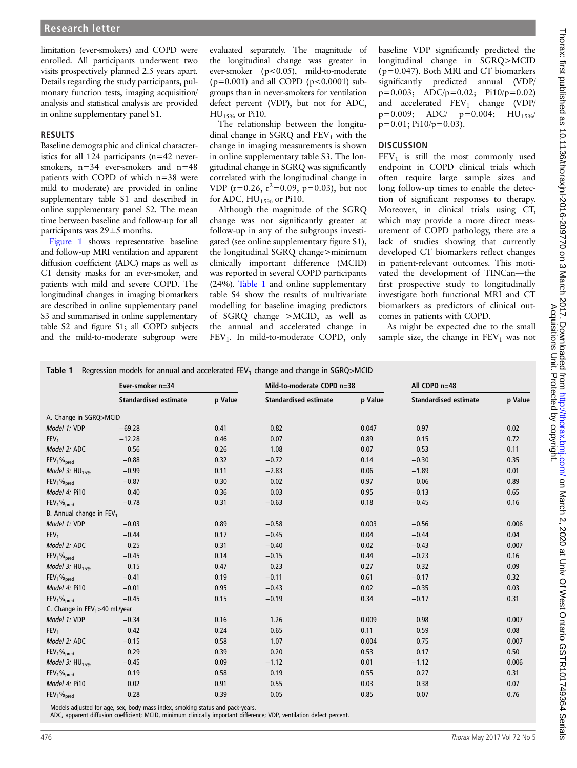limitation (ever-smokers) and COPD were enrolled. All participants underwent two visits prospectively planned 2.5 years apart. Details regarding the study participants, pulmonary function tests, imaging acquisition/analysis and statistical analysis are provided in online supplementary panel S1.

## RESULTS

Baseline demographic and clinical characteristics for all 124 participants (n=42 never-smokers, n=34 ever-smokers and n=48 patients with COPD of which n=38 were mild to moderate) are provided in online supplementary table S1 and described in online supplementary panel S2. The mean time between baseline and follow-up for all participants was 29±5 months.

Figure 1 shows representative baseline and follow-up MRI ventilation and apparent diffusion coefficient (ADC) maps as well as CT density masks for an ever-smoker, and patients with mild and severe COPD. The longitudinal changes in imaging biomarkers are described in online supplementary panel S3 and summarised in online supplementary table S2 and figure S1; all COPD subjects and the mild-to-moderate subgroup were evaluated separately. The magnitude of the longitudinal change was greater in ever-smoker ($p<0.05$), mild-to-moderate ($p=0.001$) and all COPD ($p<0.0001$) subgroups than in never-smokers for ventilation defect percent (VDP), but not for ADC, $HU_{15\%}$ or Pi10.

The relationship between the longitudinal change in SGRQ and $FEV_1$ with the change in imaging measurements is shown in online supplementary table S3. The longitudinal change in SGRQ was significantly correlated with the longitudinal change in VDP ($r=0.26$, $r^2=0.09$, $p=0.03$), but not for ADC, $HU_{15\%}$ or Pi10.

Although the magnitude of the SGRQ change was not significantly greater at follow-up in any of the subgroups investigated (see online supplementary figure S1), the longitudinal SGRQ change>minimum clinically important difference (MCID) was reported in several COPD participants (24%). Table 1 and online supplementary table S4 show the results of multivariate modelling for baseline imaging predictors of SGRQ change >MCID, as well as the annual and accelerated change in $FEV_1$. In mild-to-moderate COPD, only baseline VDP significantly predicted the longitudinal change in SGRQ>MCID ($p=0.047$). Both MRI and CT biomarkers significantly predicted annual (VDP/$p=0.003$; ADC/$p=0.02$; Pi10/$p=0.02$) and accelerated $FEV_1$ change (VDP/$p=0.009$; ADC/ $p=0.004$; $HU_{15\%}$/$p=0.01$; Pi10/$p=0.03$).

## DISCUSSION

$FEV_1$ is still the most commonly used endpoint in COPD clinical trials which often require large sample sizes and long follow-up times to enable the detection of significant responses to therapy. Moreover, in clinical trials using CT, which may provide a more direct measurement of COPD pathology, there are a lack of studies showing that currently developed CT biomarkers reflect changes in patient-relevant outcomes. This motivated the development of TINCan—the first prospective study to longitudinally investigate both functional MRI and CT biomarkers as predictors of clinical outcomes in patients with COPD.

As might be expected due to the small sample size, the change in $FEV_1$ was not

**Table 1** Regression models for annual and accelerated $FEV_1$ change and change in SGRQ>MCID

| | Ever-smoker n=34 | | Mild-to-moderate COPD n=38 | | All COPD n=48 | |
|---|---|---|---|---|---|---|
| | Standardised estimate | p Value | Standardised estimate | p Value | Standardised estimate | p Value |
| A. Change in SGRQ>MCID | | | | | | |
| *Model 1:* VDP | −69.28 | 0.41 | 0.82 | 0.047 | 0.97 | 0.02 |
| $FEV_1$ | −12.28 | 0.46 | 0.07 | 0.89 | 0.15 | 0.72 |
| *Model 2:* ADC | 0.56 | 0.26 | 1.08 | 0.07 | 0.53 | 0.11 |
| $FEV_1\%_{pred}$ | −0.88 | 0.32 | −0.72 | 0.14 | −0.30 | 0.35 |
| *Model 3:* $HU_{15\%}$ | −0.99 | 0.11 | −2.83 | 0.06 | −1.89 | 0.01 |
| $FEV_1\%_{pred}$ | −0.87 | 0.30 | 0.02 | 0.97 | 0.06 | 0.89 |
| *Model 4:* Pi10 | 0.40 | 0.36 | 0.03 | 0.95 | −0.13 | 0.65 |
| $FEV_1\%_{pred}$ | −0.78 | 0.31 | −0.63 | 0.18 | −0.45 | 0.16 |
| B. Annual change in $FEV_1$ | | | | | | |
| *Model 1:* VDP | −0.03 | 0.89 | −0.58 | 0.003 | −0.56 | 0.006 |
| $FEV_1$ | −0.44 | 0.17 | −0.45 | 0.04 | −0.44 | 0.04 |
| *Model 2:* ADC | 0.25 | 0.31 | −0.40 | 0.02 | −0.43 | 0.007 |
| $FEV_1\%_{pred}$ | −0.45 | 0.14 | −0.15 | 0.44 | −0.23 | 0.16 |
| *Model 3:* $HU_{15\%}$ | 0.15 | 0.47 | 0.23 | 0.27 | 0.32 | 0.09 |
| $FEV_1\%_{pred}$ | −0.41 | 0.19 | −0.11 | 0.61 | −0.17 | 0.32 |
| *Model 4:* Pi10 | −0.01 | 0.95 | −0.43 | 0.02 | −0.35 | 0.03 |
| $FEV_1\%_{pred}$ | −0.45 | 0.15 | −0.19 | 0.34 | −0.17 | 0.31 |
| C. Change in $FEV_1$>40 mL/year | | | | | | |
| *Model 1:* VDP | −0.34 | 0.16 | 1.26 | 0.009 | 0.98 | 0.007 |
| $FEV_1$ | 0.42 | 0.24 | 0.65 | 0.11 | 0.59 | 0.08 |
| *Model 2:* ADC | −0.15 | 0.58 | 1.07 | 0.004 | 0.75 | 0.007 |
| $FEV_1\%_{pred}$ | 0.29 | 0.39 | 0.20 | 0.53 | 0.17 | 0.50 |
| *Model 3:* $HU_{15\%}$ | −0.45 | 0.09 | −1.12 | 0.01 | −1.12 | 0.006 |
| $FEV_1\%_{pred}$ | 0.19 | 0.58 | 0.19 | 0.55 | 0.27 | 0.31 |
| *Model 4:* Pi10 | 0.02 | 0.91 | 0.55 | 0.03 | 0.38 | 0.07 |
| $FEV_1\%_{pred}$ | 0.28 | 0.39 | 0.05 | 0.85 | 0.07 | 0.76 |

Models adjusted for age, sex, body mass index, smoking status and pack-years.
ADC, apparent diffusion coefficient; MCID, minimum clinically important difference; VDP, ventilation defect percent.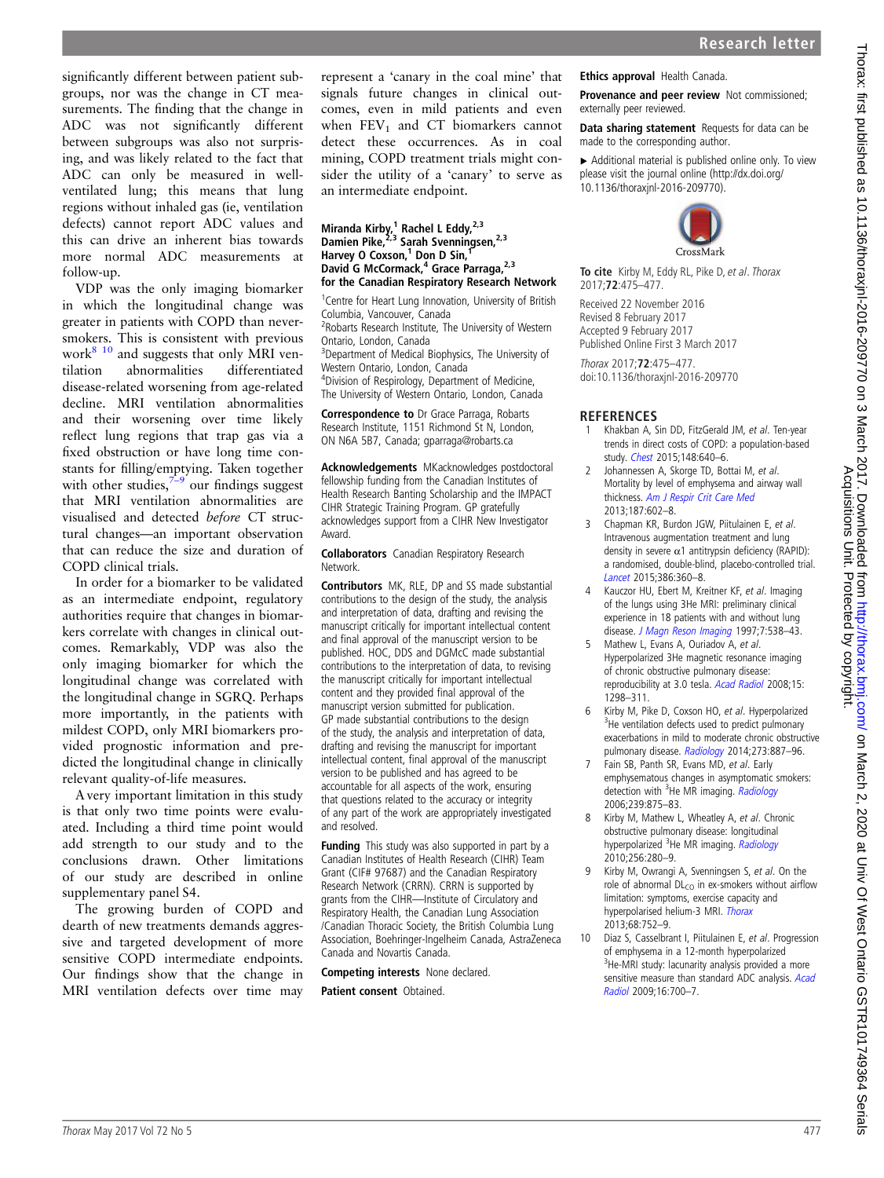significantly different between patient subgroups, nor was the change in CT measurements. The finding that the change in ADC was not significantly different between subgroups was also not surprising, and was likely related to the fact that ADC can only be measured in well-ventilated lung; this means that lung regions without inhaled gas (ie, ventilation defects) cannot report ADC values and this can drive an inherent bias towards more normal ADC measurements at follow-up.

VDP was the only imaging biomarker in which the longitudinal change was greater in patients with COPD than never-smokers. This is consistent with previous work[8 10] and suggests that only MRI ventilation abnormalities differentiated disease-related worsening from age-related decline. MRI ventilation abnormalities and their worsening over time likely reflect lung regions that trap gas via a fixed obstruction or have long time constants for filling/emptying. Taken together with other studies,[7–9] our findings suggest that MRI ventilation abnormalities are visualised and detected *before* CT structural changes—an important observation that can reduce the size and duration of COPD clinical trials.

In order for a biomarker to be validated as an intermediate endpoint, regulatory authorities require that changes in biomarkers correlate with changes in clinical outcomes. Remarkably, VDP was also the only imaging biomarker for which the longitudinal change was correlated with the longitudinal change in SGRQ. Perhaps more importantly, in the patients with mildest COPD, only MRI biomarkers provided prognostic information and predicted the longitudinal change in clinically relevant quality-of-life measures.

A very important limitation in this study is that only two time points were evaluated. Including a third time point would add strength to our study and to the conclusions drawn. Other limitations of our study are described in online supplementary panel S4.

The growing burden of COPD and dearth of new treatments demands aggressive and targeted development of more sensitive COPD intermediate endpoints. Our findings show that the change in MRI ventilation defects over time may represent a 'canary in the coal mine' that signals future changes in clinical outcomes, even in mild patients and even when $FEV_1$ and CT biomarkers cannot detect these occurrences. As in coal mining, COPD treatment trials might consider the utility of a 'canary' to serve as an intermediate endpoint.

**Miranda Kirby,[1] Rachel L Eddy,[2,3] Damien Pike,[2,3] Sarah Svenningsen,[2,3] Harvey O Coxson,[1] Don D Sin,[1] David G McCormack,[4] Grace Parraga,[2,3] for the Canadian Respiratory Research Network**

[1]Centre for Heart Lung Innovation, University of British Columbia, Vancouver, Canada
[2]Robarts Research Institute, The University of Western Ontario, London, Canada
[3]Department of Medical Biophysics, The University of Western Ontario, London, Canada
[4]Division of Respirology, Department of Medicine, The University of Western Ontario, London, Canada

**Correspondence to** Dr Grace Parraga, Robarts Research Institute, 1151 Richmond St N, London, ON N6A 5B7, Canada; gparraga@robarts.ca

**Acknowledgements** MKacknowledges postdoctoral fellowship funding from the Canadian Institutes of Health Research Banting Scholarship and the IMPACT CIHR Strategic Training Program. GP gratefully acknowledges support from a CIHR New Investigator Award.

**Collaborators** Canadian Respiratory Research Network.

**Contributors** MK, RLE, DP and SS made substantial contributions to the design of the study, the analysis and interpretation of data, drafting and revising the manuscript critically for important intellectual content and final approval of the manuscript version to be published. HOC, DDS and DGMcC made substantial contributions to the interpretation of data, to revising the manuscript critically for important intellectual content and they provided final approval of the manuscript version submitted for publication. GP made substantial contributions to the design of the study, the analysis and interpretation of data, drafting and revising the manuscript for important intellectual content, final approval of the manuscript version to be published and agreed to be accountable for all aspects of the work, ensuring that questions related to the accuracy or integrity of any part of the work are appropriately investigated and resolved.

**Funding** This study was also supported in part by a Canadian Institutes of Health Research (CIHR) Team Grant (CIF# 97687) and the Canadian Respiratory Research Network (CRRN). CRRN is supported by grants from the CIHR—Institute of Circulatory and Respiratory Health, the Canadian Lung Association /Canadian Thoracic Society, the British Columbia Lung Association, Boehringer-Ingelheim Canada, AstraZeneca Canada and Novartis Canada.

**Competing interests** None declared.

**Patient consent** Obtained.

**Ethics approval** Health Canada.

**Provenance and peer review** Not commissioned; externally peer reviewed.

**Data sharing statement** Requests for data can be made to the corresponding author.

► Additional material is published online only. To view please visit the journal online (http://dx.doi.org/10.1136/thoraxjnl-2016-209770).

**To cite** Kirby M, Eddy RL, Pike D, *et al*. *Thorax* 2017;**72**:475–477.

Received 22 November 2016
Revised 8 February 2017
Accepted 9 February 2017
Published Online First 3 March 2017

*Thorax* 2017;**72**:475–477.
doi:10.1136/thoraxjnl-2016-209770

## REFERENCES

1. Khakban A, Sin DD, FitzGerald JM, *et al*. Ten-year trends in direct costs of COPD: a population-based study. *Chest* 2015;148:640–6.
2. Johannessen A, Skorge TD, Bottai M, *et al*. Mortality by level of emphysema and airway wall thickness. *Am J Respir Crit Care Med* 2013;187:602–8.
3. Chapman KR, Burdon JGW, Piitulainen E, *et al*. Intravenous augmentation treatment and lung density in severe $\alpha 1$ antitrypsin deficiency (RAPID): a randomised, double-blind, placebo-controlled trial. *Lancet* 2015;386:360–8.
4. Kauczor HU, Ebert M, Kreitner KF, *et al*. Imaging of the lungs using 3He MRI: preliminary clinical experience in 18 patients with and without lung disease. *J Magn Reson Imaging* 1997;7:538–43.
5. Mathew L, Evans A, Ouriadov A, *et al*. Hyperpolarized 3He magnetic resonance imaging of chronic obstructive pulmonary disease: reproducibility at 3.0 tesla. *Acad Radiol* 2008;15:1298–311.
6. Kirby M, Pike D, Coxson HO, *et al*. Hyperpolarized $^3$He ventilation defects used to predict pulmonary exacerbations in mild to moderate chronic obstructive pulmonary disease. *Radiology* 2014;273:887–96.
7. Fain SB, Panth SR, Evans MD, *et al*. Early emphysematous changes in asymptomatic smokers: detection with $^3$He MR imaging. *Radiology* 2006;239:875–83.
8. Kirby M, Mathew L, Wheatley A, *et al*. Chronic obstructive pulmonary disease: longitudinal hyperpolarized $^3$He MR imaging. *Radiology* 2010;256:280–9.
9. Kirby M, Owrangi A, Svenningsen S, *et al*. On the role of abnormal $DL_{CO}$ in ex-smokers without airflow limitation: symptoms, exercise capacity and hyperpolarised helium-3 MRI. *Thorax* 2013;68:752–9.
10. Diaz S, Casselbrant I, Piitulainen E, *et al*. Progression of emphysema in a 12-month hyperpolarized $^3$He-MRI study: lacunarity analysis provided a more sensitive measure than standard ADC analysis. *Acad Radiol* 2009;16:700–7.